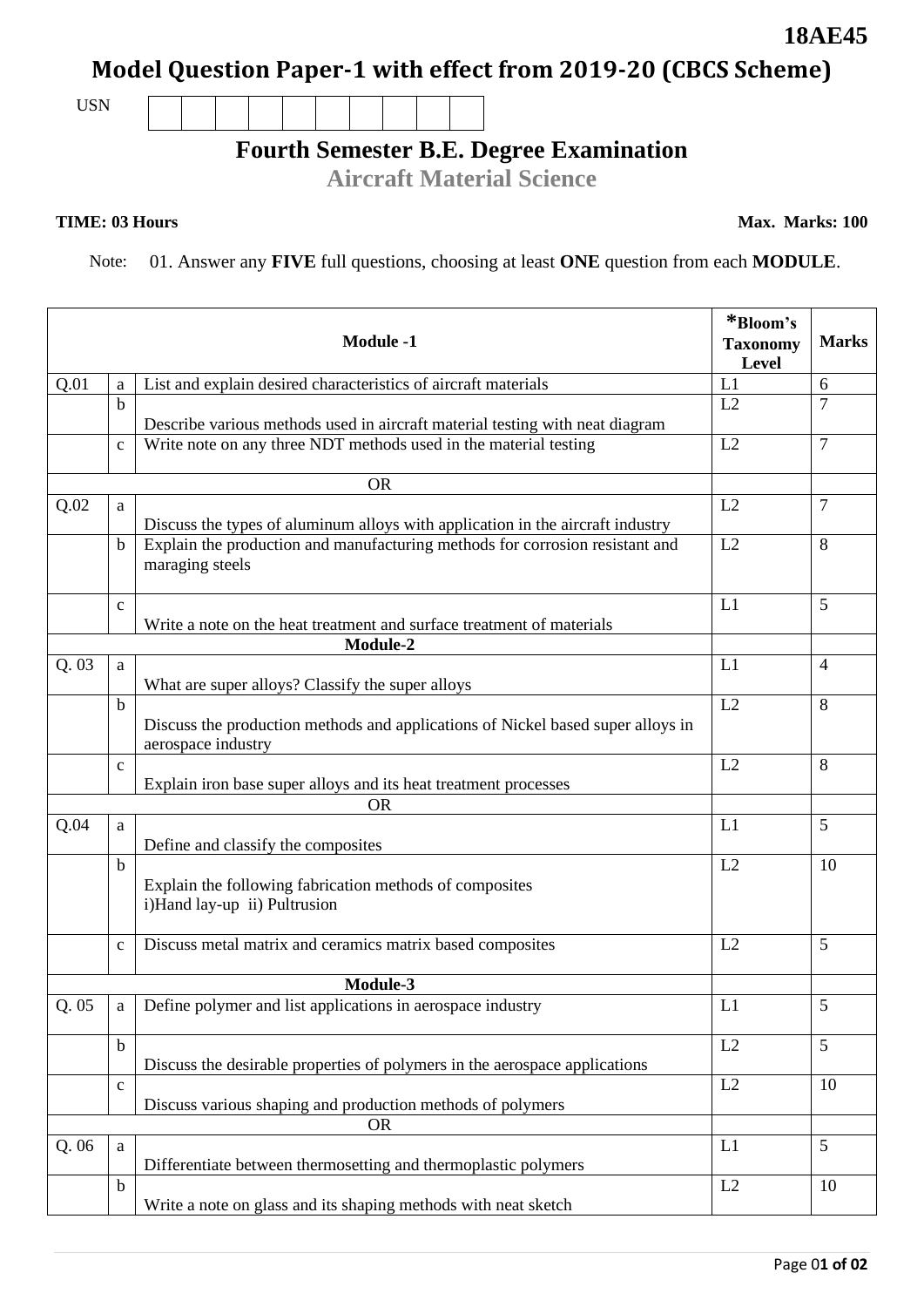**18AE45**

# Model Question Paper-1 with effect from 2019-20 (CBCS Scheme)

USN

## Fourth Semester B.E. Degree Examination

### Aircraft Material Science

**TIME: 03 Hours** **Max. Marks: 100**

Note: 01. Answer any **FIVE** full questions, choosing at least **ONE** question from each **MODULE**.

| | | Module -1 | *Bloom's Taxonomy Level | Marks |
|---|---|---|---|---|
| Q.01 | a | List and explain desired characteristics of aircraft materials | L1 | 6 |
| | b | Describe various methods used in aircraft material testing with neat diagram | L2 | 7 |
| | c | Write note on any three NDT methods used in the material testing | L2 | 7 |
| | | OR | | |
| Q.02 | a | Discuss the types of aluminum alloys with application in the aircraft industry | L2 | 7 |
| | b | Explain the production and manufacturing methods for corrosion resistant and maraging steels | L2 | 8 |
| | c | Write a note on the heat treatment and surface treatment of materials | L1 | 5 |
| | | **Module-2** | | |
| Q. 03 | a | What are super alloys? Classify the super alloys | L1 | 4 |
| | b | Discuss the production methods and applications of Nickel based super alloys in aerospace industry | L2 | 8 |
| | c | Explain iron base super alloys and its heat treatment processes | L2 | 8 |
| | | OR | | |
| Q.04 | a | Define and classify the composites | L1 | 5 |
| | b | Explain the following fabrication methods of composites<br>i)Hand lay-up ii) Pultrusion | L2 | 10 |
| | c | Discuss metal matrix and ceramics matrix based composites | L2 | 5 |
| | | **Module-3** | | |
| Q. 05 | a | Define polymer and list applications in aerospace industry | L1 | 5 |
| | b | Discuss the desirable properties of polymers in the aerospace applications | L2 | 5 |
| | c | Discuss various shaping and production methods of polymers | L2 | 10 |
| | | OR | | |
| Q. 06 | a | Differentiate between thermosetting and thermoplastic polymers | L1 | 5 |
| | b | Write a note on glass and its shaping methods with neat sketch | L2 | 10 |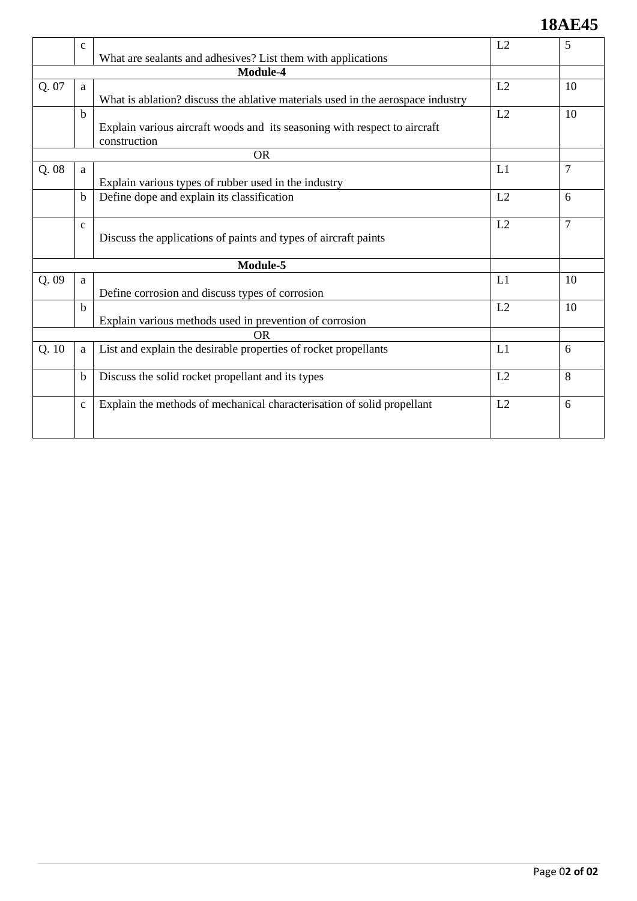| | | | | |
|---|---|---|---|---|
| | c | What are sealants and adhesives? List them with applications | L2 | 5 |
| **Module-4** | | | | |
| Q. 07 | a | What is ablation? discuss the ablative materials used in the aerospace industry | L2 | 10 |
| | b | Explain various aircraft woods and its seasoning with respect to aircraft construction | L2 | 10 |
| OR | | | | |
| Q. 08 | a | Explain various types of rubber used in the industry | L1 | 7 |
| | b | Define dope and explain its classification | L2 | 6 |
| | c | Discuss the applications of paints and types of aircraft paints | L2 | 7 |
| **Module-5** | | | | |
| Q. 09 | a | Define corrosion and discuss types of corrosion | L1 | 10 |
| | b | Explain various methods used in prevention of corrosion | L2 | 10 |
| OR | | | | |
| Q. 10 | a | List and explain the desirable properties of rocket propellants | L1 | 6 |
| | b | Discuss the solid rocket propellant and its types | L2 | 8 |
| | c | Explain the methods of mechanical characterisation of solid propellant | L2 | 6 |